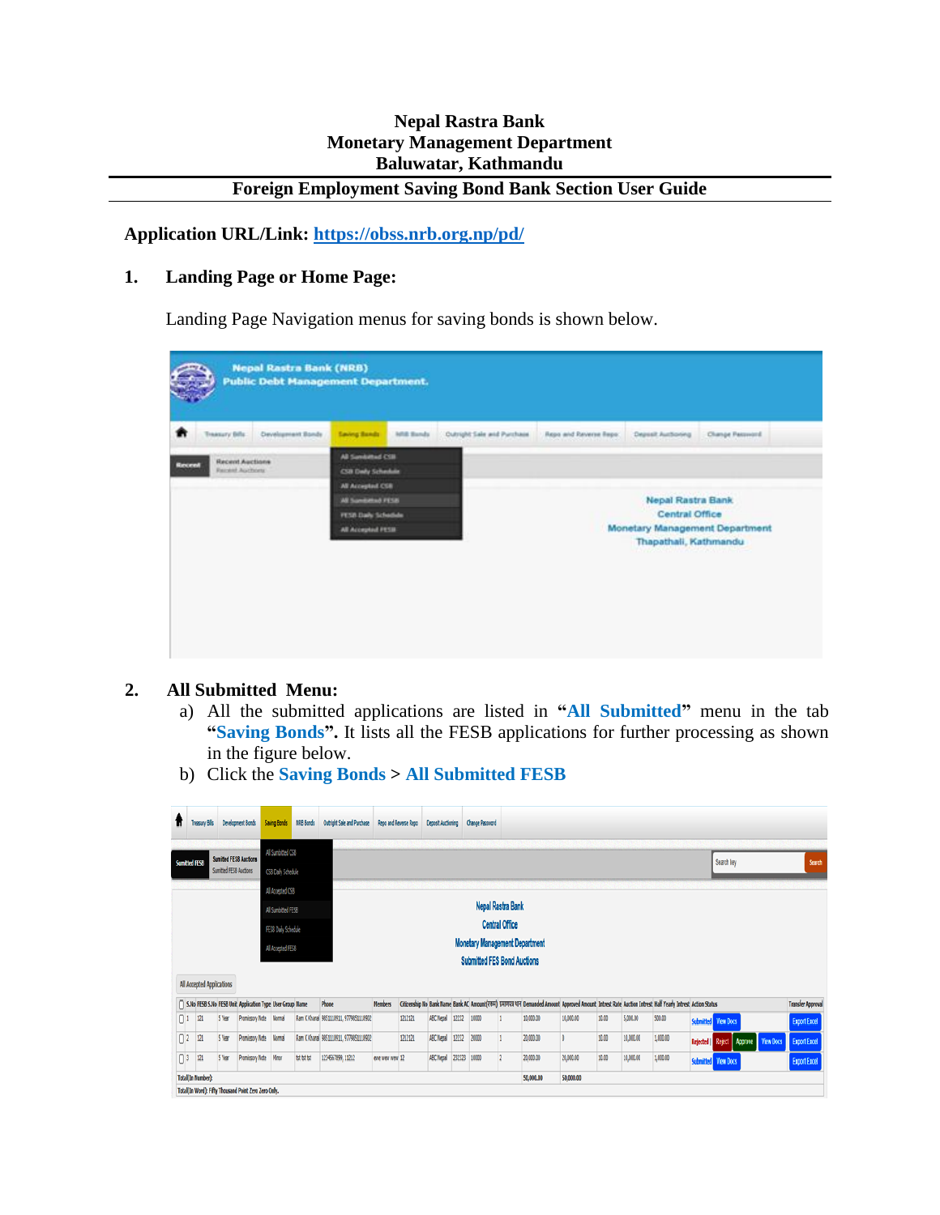**Nepal Rastra Bank**
**Monetary Management Department**
**Baluwatar, Kathmandu**

---

**Foreign Employment Saving Bond Bank Section User Guide**

**Application URL/Link: [https://obss.nrb.org.np/pd/](https://obss.nrb.org.np/pd/)**

## 1. Landing Page or Home Page:

Landing Page Navigation menus for saving bonds is shown below.

## 2. All Submitted Menu:

a) All the submitted applications are listed in "**All Submitted**" menu in the tab "**Saving Bonds**". It lists all the FESB applications for further processing as shown in the figure below.

b) Click the **Saving Bonds** > **All Submitted FESB**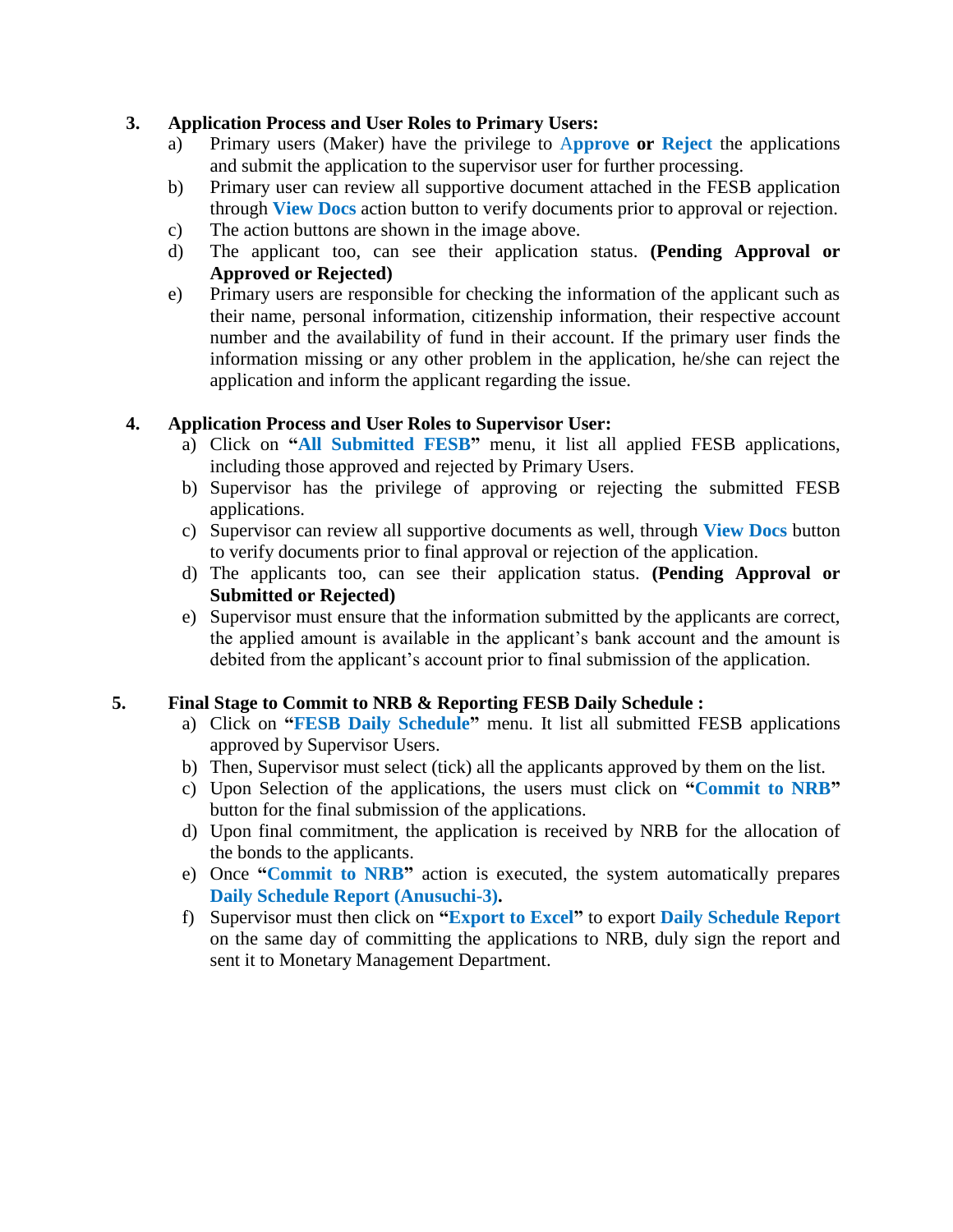3. **Application Process and User Roles to Primary Users:**

   a) Primary users (Maker) have the privilege to **Approve** **or** **Reject** the applications and submit the application to the supervisor user for further processing.

   b) Primary user can review all supportive document attached in the FESB application through **View Docs** action button to verify documents prior to approval or rejection.

   c) The action buttons are shown in the image above.

   d) The applicant too, can see their application status. **(Pending Approval or Approved or Rejected)**

   e) Primary users are responsible for checking the information of the applicant such as their name, personal information, citizenship information, their respective account number and the availability of fund in their account. If the primary user finds the information missing or any other problem in the application, he/she can reject the application and inform the applicant regarding the issue.

4. **Application Process and User Roles to Supervisor User:**

   a) Click on **"All Submitted FESB"** menu, it list all applied FESB applications, including those approved and rejected by Primary Users.

   b) Supervisor has the privilege of approving or rejecting the submitted FESB applications.

   c) Supervisor can review all supportive documents as well, through **View Docs** button to verify documents prior to final approval or rejection of the application.

   d) The applicants too, can see their application status. **(Pending Approval or Submitted or Rejected)**

   e) Supervisor must ensure that the information submitted by the applicants are correct, the applied amount is available in the applicant's bank account and the amount is debited from the applicant's account prior to final submission of the application.

5. **Final Stage to Commit to NRB & Reporting FESB Daily Schedule :**

   a) Click on **"FESB Daily Schedule"** menu. It list all submitted FESB applications approved by Supervisor Users.

   b) Then, Supervisor must select (tick) all the applicants approved by them on the list.

   c) Upon Selection of the applications, the users must click on **"Commit to NRB"** button for the final submission of the applications.

   d) Upon final commitment, the application is received by NRB for the allocation of the bonds to the applicants.

   e) Once **"Commit to NRB"** action is executed, the system automatically prepares **Daily Schedule Report (Anusuchi-3).**

   f) Supervisor must then click on **"Export to Excel"** to export **Daily Schedule Report** on the same day of committing the applications to NRB, duly sign the report and sent it to Monetary Management Department.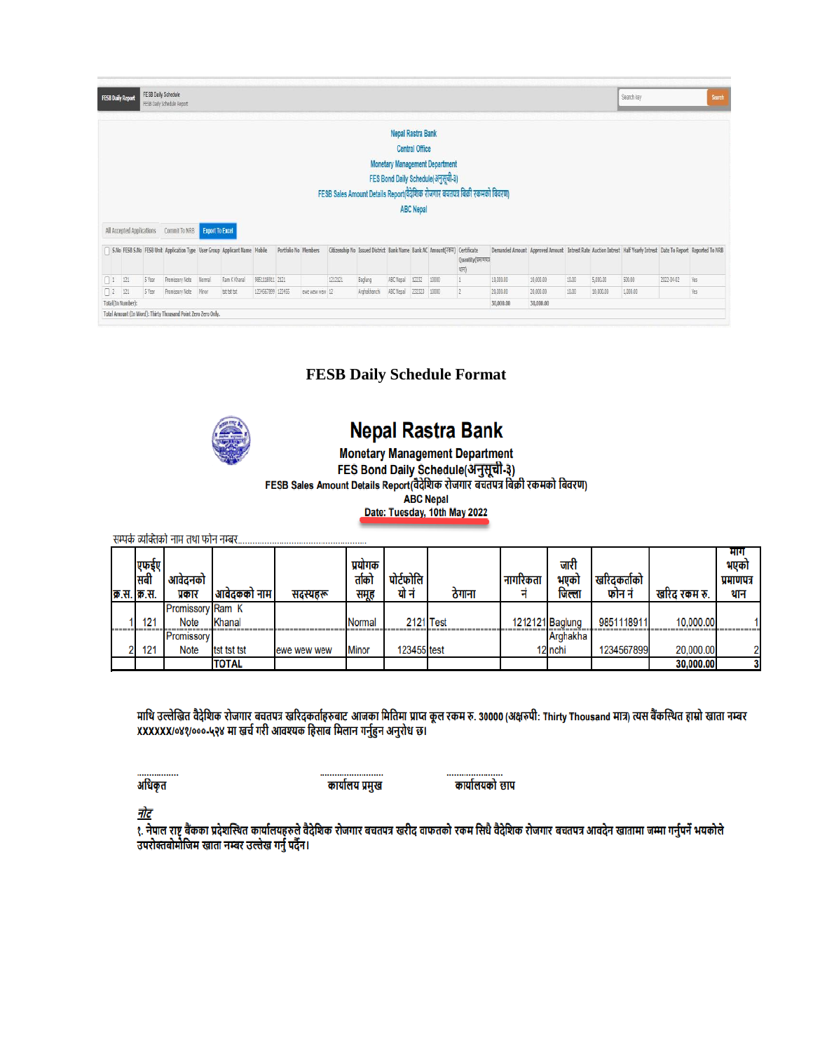FESB Daily Report | FESB Daily Schedule
FESB Daily Schedule Report

Search key | Search

Nepal Rastra Bank
Central Office
Monetary Management Department
FES Bond Daily Schedule(अनुसूची-३)
FESB Sales Amount Details Report(वैदेशिक रोजगार बचतपत्र बिक्री रकमको विवरण)
ABC Nepal

All Accepted Applications | Commit To NRB | Export To Excel

| | S.No | FESB S.No | FESB Unit | Application Type | User Group | Applicant Name | Mobile | Portfolio No | Members | Citizenship No | Issued District | Bank Name | Bank AC | Amount(रकम) | Certificate Quantity(प्रमाणपत्र थान) | Demanded Amount | Approved Amount | Intrest Rate | Auction Intrest | Half Yearly Intrest | Date To Report | Reported To NRB |
|---|---|---|---|---|---|---|---|---|---|---|---|---|---|---|---|---|---|---|---|---|---|---|
| ☐ | 1 | 121 | 5 Year | Promissory Note | Normal | Ram K Khanal | 9851118911 | 2121 | | 1212121 | Baglung | ABC Nepal | 12132 | 10000 | 1 | 10,000.00 | 10,000.00 | 10.00 | 5,000.00 | 500.00 | 2022-04-02 | Yes |
| ☐ | 2 | 121 | 5 Year | Promissory Note | Minor | tst tst tst | 1234567899 | 123455 | ewe wew wew | 12 | Arghakhanchi | ABC Nepal | 223323 | 10000 | 2 | 20,000.00 | 20,000.00 | 10.00 | 10,000.00 | 1,000.00 | | Yes |
| Total(In Number): | | | | | | | | | | | | | | | | 30,000.00 | 30,000.00 | | | | | |

Total Amount (In Word): Thirty Thousand Point Zero Zero Only.

## FESB Daily Schedule Format

# Nepal Rastra Bank

**Monetary Management Department**
**FES Bond Daily Schedule(अनुसूची-३)**
**FESB Sales Amount Details Report(वैदेशिक रोजगार बचतपत्र बिक्री रकमको बिवरण)**
**ABC Nepal**
**Date: Tuesday, 10th May 2022**

सम्पर्क व्यक्तिको नाम तथा फोन नम्बर.........................................................

| क्र.सं. | एफईए सबी क्र.सं. | आवेदनको प्रकार | आवेदकको नाम | सदस्यहरू | प्रयोगकर्ताको समूह | पोर्टफोलियो नं | ठेगाना | नागरिकता नं | जारी भएको जिल्ला | खरिदकर्ताको फोन नं | खरिद रकम रु. | माग भएको प्रमाणपत्र थान |
|---|---|---|---|---|---|---|---|---|---|---|---|---|
| 1 | 121 | Promissory Note | Ram K Khanal | | Normal | 2121 | Test | 1212121 | Baglung | 9851118911 | 10,000.00 | 1 |
| 2 | 121 | Promissory Note | tst tst tst | ewe wew wew | Minor | 123455 | test | 12 | Arghakhanchi | 1234567899 | 20,000.00 | 2 |
| | | | **TOTAL** | | | | | | | | **30,000.00** | **3** |

माथि उल्लेखित वैदेशिक रोजगार बचतपत्र खरिदकर्ताहरुबाट आजका मितिमा प्राप्त कूल रकम रु. 30000 (अक्षरुपी: Thirty Thousand मात्र) त्यस बैंकस्थित हाम्रो खाता नम्बर XXXXXX/०४१/०००-५२४ मा खर्च गरी आवश्यक हिसाब मिलान गर्नुहुन अनुरोध छ।

................. &nbsp;&nbsp;&nbsp;&nbsp; ......................... &nbsp;&nbsp;&nbsp;&nbsp; .......................
अधिकृत &nbsp;&nbsp;&nbsp;&nbsp; कार्यालय प्रमुख &nbsp;&nbsp;&nbsp;&nbsp; कार्यालयको छाप

***नोट***

१. नेपाल राष्ट्र बैंकका प्रदेशस्थित कार्यालयहरुले वैदेशिक रोजगार बचतपत्र खरीद वापतको रकम सिधै वैदेशिक रोजगार बचतपत्र आवदेन खातामा जम्मा गर्नुपर्ने भयकोले उपरोक्तबोमोजिम खाता नम्बर उल्लेख गर्नु पर्दैन।